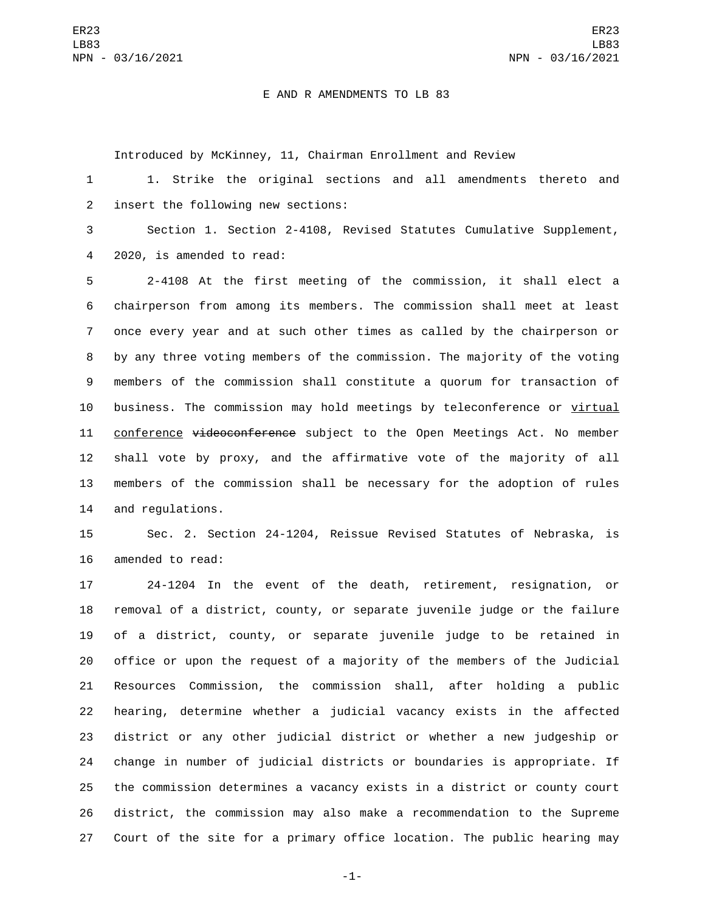E AND R AMENDMENTS TO LB 83

Introduced by McKinney, 11, Chairman Enrollment and Review

1. Strike the original sections and all amendments thereto and insert the following new sections:

Section 1. Section 2-4108, Revised Statutes Cumulative Supplement, 2020, is amended to read:

2-4108 At the first meeting of the commission, it shall elect a chairperson from among its members. The commission shall meet at least once every year and at such other times as called by the chairperson or by any three voting members of the commission. The majority of the voting members of the commission shall constitute a quorum for transaction of business. The commission may hold meetings by teleconference or <u>virtual conference</u> ~~videoconference~~ subject to the Open Meetings Act. No member shall vote by proxy, and the affirmative vote of the majority of all members of the commission shall be necessary for the adoption of rules and regulations.

Sec. 2. Section 24-1204, Reissue Revised Statutes of Nebraska, is amended to read:

24-1204 In the event of the death, retirement, resignation, or removal of a district, county, or separate juvenile judge or the failure of a district, county, or separate juvenile judge to be retained in office or upon the request of a majority of the members of the Judicial Resources Commission, the commission shall, after holding a public hearing, determine whether a judicial vacancy exists in the affected district or any other judicial district or whether a new judgeship or change in number of judicial districts or boundaries is appropriate. If the commission determines a vacancy exists in a district or county court district, the commission may also make a recommendation to the Supreme Court of the site for a primary office location. The public hearing may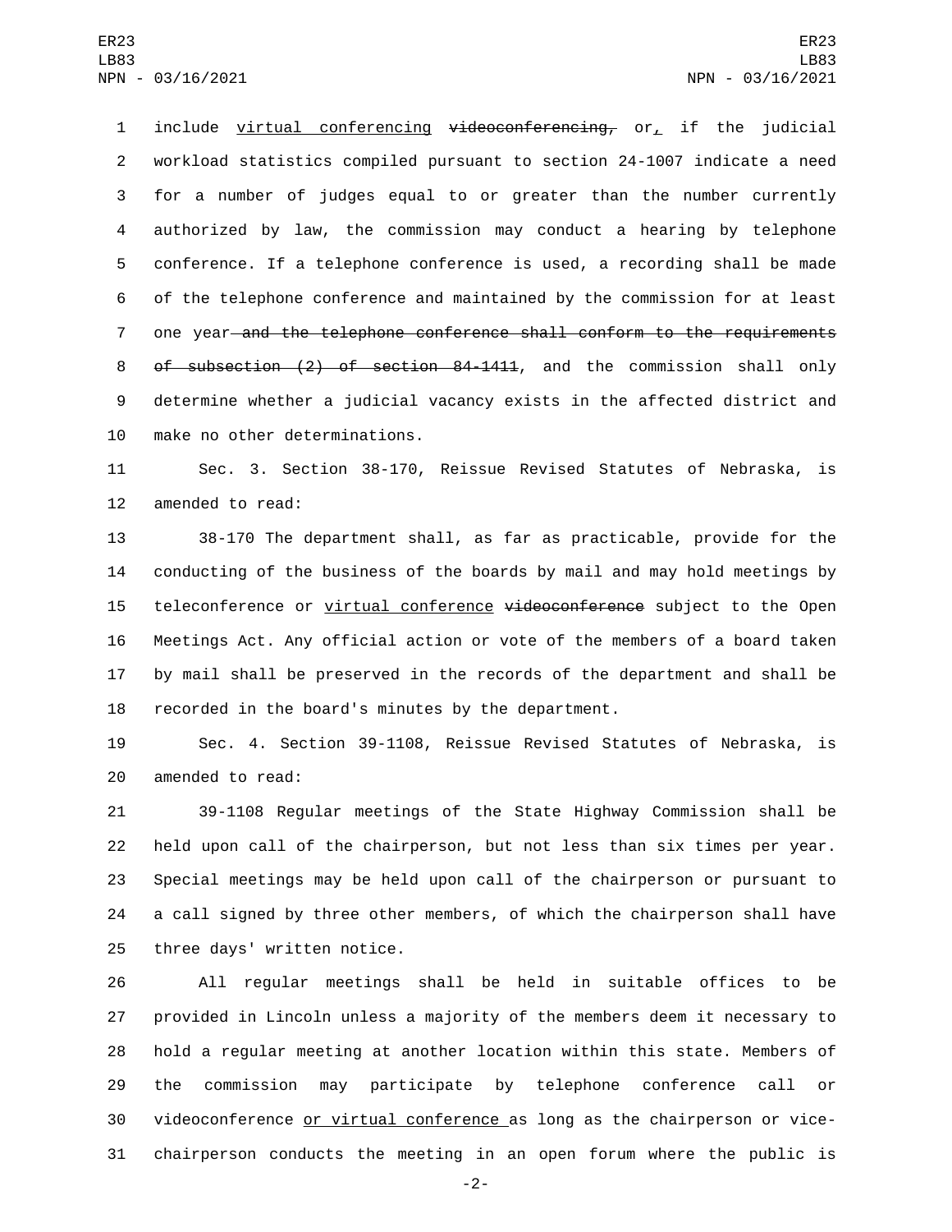include virtual conferencing ~~videoconferencing,~~ or, if the judicial workload statistics compiled pursuant to section 24-1007 indicate a need for a number of judges equal to or greater than the number currently authorized by law, the commission may conduct a hearing by telephone conference. If a telephone conference is used, a recording shall be made of the telephone conference and maintained by the commission for at least one year ~~and the telephone conference shall conform to the requirements of subsection (2) of section 84-1411~~, and the commission shall only determine whether a judicial vacancy exists in the affected district and make no other determinations.

Sec. 3. Section 38-170, Reissue Revised Statutes of Nebraska, is amended to read:

38-170 The department shall, as far as practicable, provide for the conducting of the business of the boards by mail and may hold meetings by teleconference or virtual conference ~~videoconference~~ subject to the Open Meetings Act. Any official action or vote of the members of a board taken by mail shall be preserved in the records of the department and shall be recorded in the board's minutes by the department.

Sec. 4. Section 39-1108, Reissue Revised Statutes of Nebraska, is amended to read:

39-1108 Regular meetings of the State Highway Commission shall be held upon call of the chairperson, but not less than six times per year. Special meetings may be held upon call of the chairperson or pursuant to a call signed by three other members, of which the chairperson shall have three days' written notice.

All regular meetings shall be held in suitable offices to be provided in Lincoln unless a majority of the members deem it necessary to hold a regular meeting at another location within this state. Members of the commission may participate by telephone conference call or videoconference or virtual conference as long as the chairperson or vice-chairperson conducts the meeting in an open forum where the public is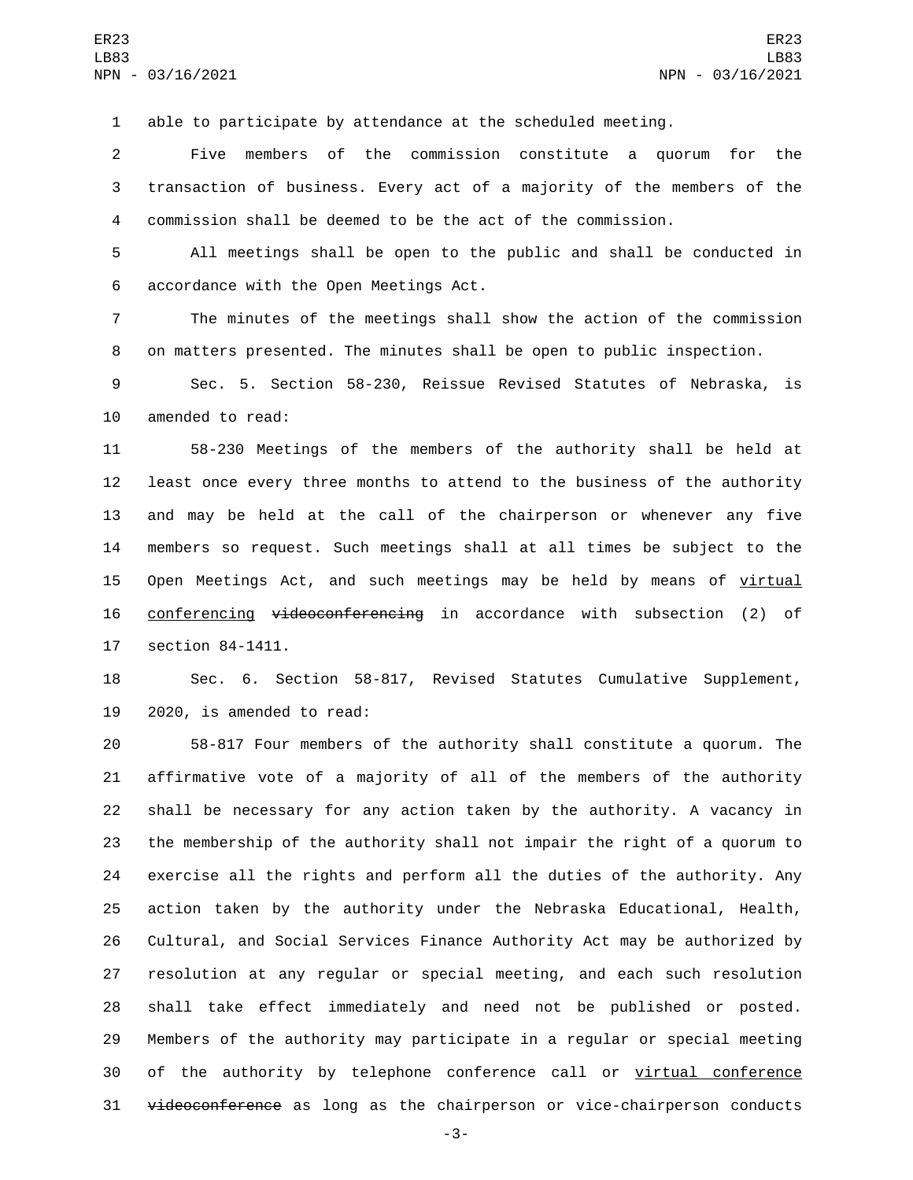able to participate by attendance at the scheduled meeting.

Five members of the commission constitute a quorum for the transaction of business. Every act of a majority of the members of the commission shall be deemed to be the act of the commission.

All meetings shall be open to the public and shall be conducted in accordance with the Open Meetings Act.

The minutes of the meetings shall show the action of the commission on matters presented. The minutes shall be open to public inspection.

Sec. 5. Section 58-230, Reissue Revised Statutes of Nebraska, is amended to read:

58-230 Meetings of the members of the authority shall be held at least once every three months to attend to the business of the authority and may be held at the call of the chairperson or whenever any five members so request. Such meetings shall at all times be subject to the Open Meetings Act, and such meetings may be held by means of <u>virtual conferencing</u> ~~videoconferencing~~ in accordance with subsection (2) of section 84-1411.

Sec. 6. Section 58-817, Revised Statutes Cumulative Supplement, 2020, is amended to read:

58-817 Four members of the authority shall constitute a quorum. The affirmative vote of a majority of all of the members of the authority shall be necessary for any action taken by the authority. A vacancy in the membership of the authority shall not impair the right of a quorum to exercise all the rights and perform all the duties of the authority. Any action taken by the authority under the Nebraska Educational, Health, Cultural, and Social Services Finance Authority Act may be authorized by resolution at any regular or special meeting, and each such resolution shall take effect immediately and need not be published or posted. Members of the authority may participate in a regular or special meeting of the authority by telephone conference call or <u>virtual conference</u> ~~videoconference~~ as long as the chairperson or vice-chairperson conducts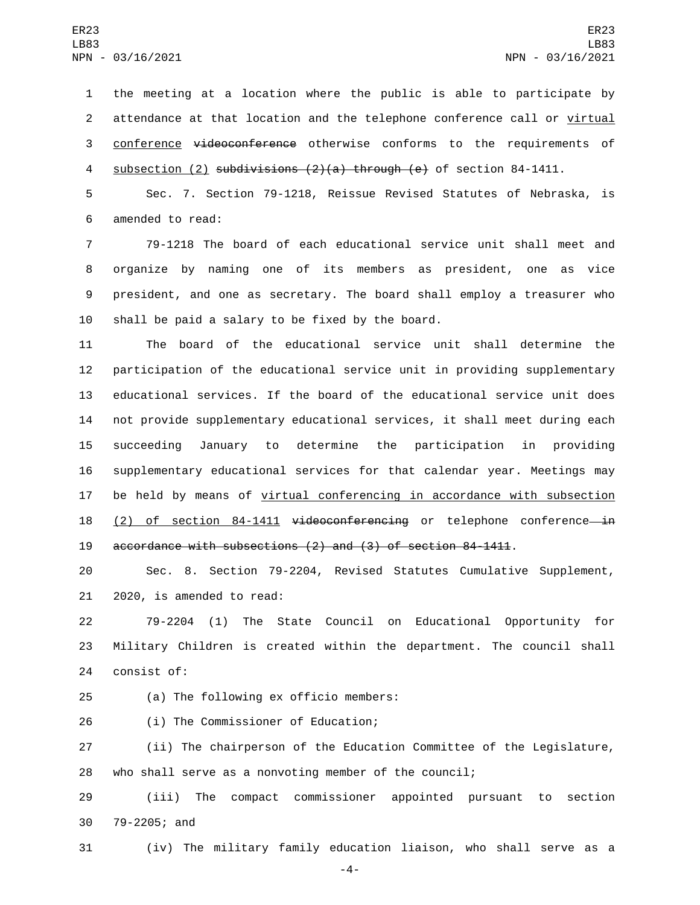the meeting at a location where the public is able to participate by attendance at that location and the telephone conference call or <u>virtual conference</u> ~~videoconference~~ otherwise conforms to the requirements of <u>subsection (2)</u> ~~subdivisions (2)(a) through (e)~~ of section 84-1411.

Sec. 7. Section 79-1218, Reissue Revised Statutes of Nebraska, is amended to read:

79-1218 The board of each educational service unit shall meet and organize by naming one of its members as president, one as vice president, and one as secretary. The board shall employ a treasurer who shall be paid a salary to be fixed by the board.

The board of the educational service unit shall determine the participation of the educational service unit in providing supplementary educational services. If the board of the educational service unit does not provide supplementary educational services, it shall meet during each succeeding January to determine the participation in providing supplementary educational services for that calendar year. Meetings may be held by means of <u>virtual conferencing in accordance with subsection (2) of section 84-1411</u> ~~videoconferencing~~ or telephone conference~~ in accordance with subsections (2) and (3) of section 84-1411~~.

Sec. 8. Section 79-2204, Revised Statutes Cumulative Supplement, 2020, is amended to read:

79-2204 (1) The State Council on Educational Opportunity for Military Children is created within the department. The council shall consist of:

(a) The following ex officio members:

(i) The Commissioner of Education;

(ii) The chairperson of the Education Committee of the Legislature, who shall serve as a nonvoting member of the council;

(iii) The compact commissioner appointed pursuant to section 79-2205; and

(iv) The military family education liaison, who shall serve as a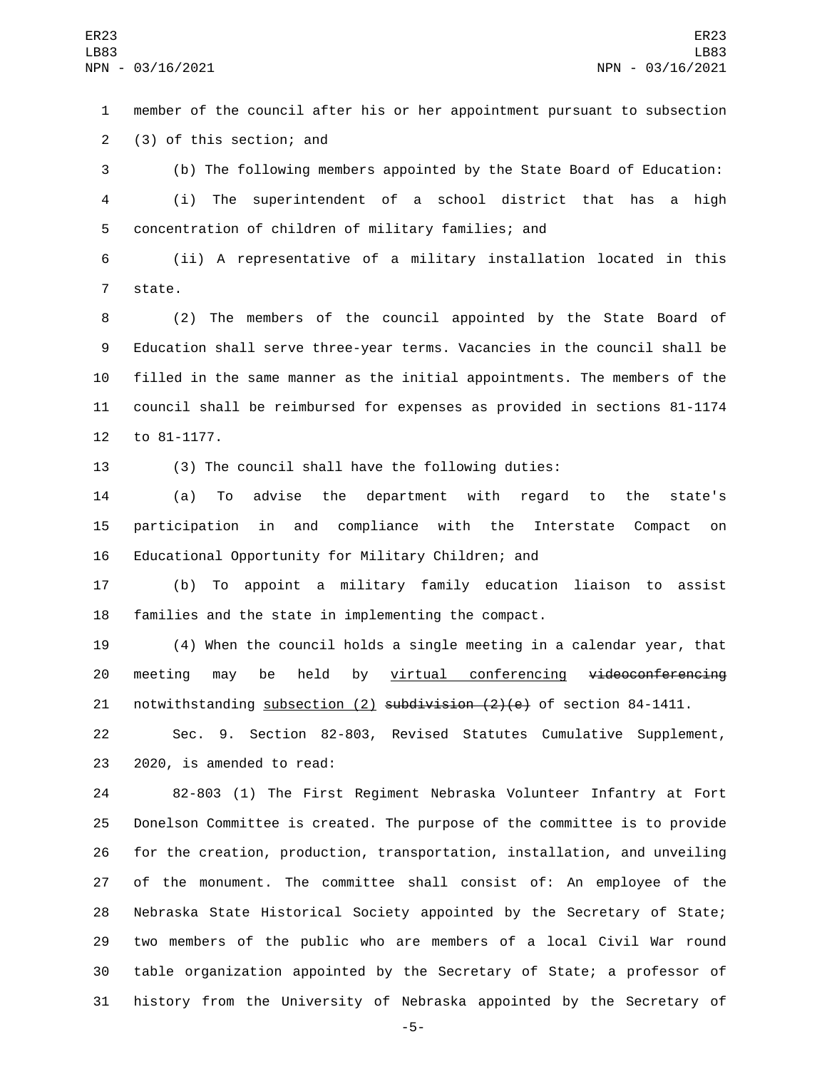member of the council after his or her appointment pursuant to subsection (3) of this section; and

(b) The following members appointed by the State Board of Education:

(i) The superintendent of a school district that has a high concentration of children of military families; and

(ii) A representative of a military installation located in this state.

(2) The members of the council appointed by the State Board of Education shall serve three-year terms. Vacancies in the council shall be filled in the same manner as the initial appointments. The members of the council shall be reimbursed for expenses as provided in sections 81-1174 to 81-1177.

(3) The council shall have the following duties:

(a) To advise the department with regard to the state's participation in and compliance with the Interstate Compact on Educational Opportunity for Military Children; and

(b) To appoint a military family education liaison to assist families and the state in implementing the compact.

(4) When the council holds a single meeting in a calendar year, that meeting may be held by <u>virtual conferencing</u> ~~videoconferencing~~ notwithstanding <u>subsection (2)</u> ~~subdivision (2)(e)~~ of section 84-1411.

Sec. 9. Section 82-803, Revised Statutes Cumulative Supplement, 2020, is amended to read:

82-803 (1) The First Regiment Nebraska Volunteer Infantry at Fort Donelson Committee is created. The purpose of the committee is to provide for the creation, production, transportation, installation, and unveiling of the monument. The committee shall consist of: An employee of the Nebraska State Historical Society appointed by the Secretary of State; two members of the public who are members of a local Civil War round table organization appointed by the Secretary of State; a professor of history from the University of Nebraska appointed by the Secretary of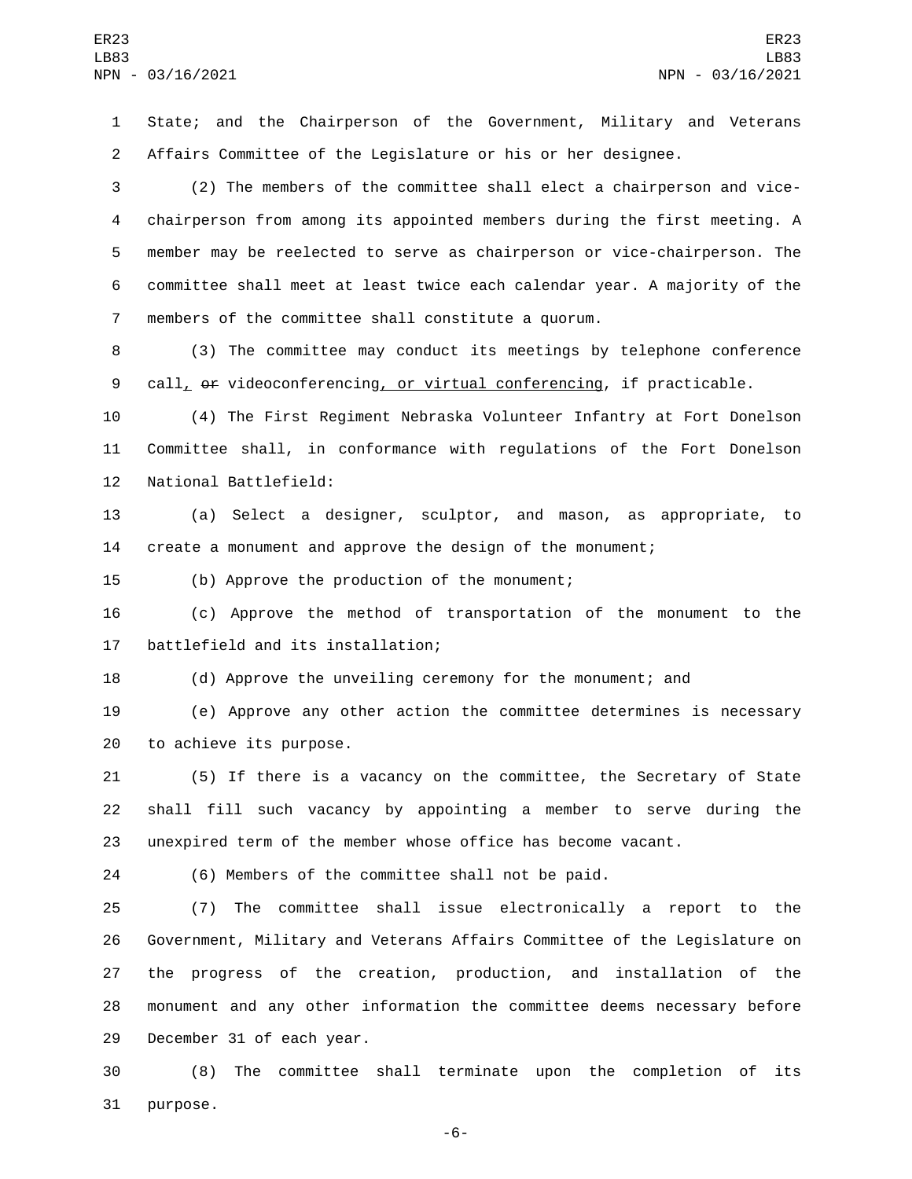State; and the Chairperson of the Government, Military and Veterans Affairs Committee of the Legislature or his or her designee.

(2) The members of the committee shall elect a chairperson and vice-chairperson from among its appointed members during the first meeting. A member may be reelected to serve as chairperson or vice-chairperson. The committee shall meet at least twice each calendar year. A majority of the members of the committee shall constitute a quorum.

(3) The committee may conduct its meetings by telephone conference call, ~~or~~ videoconferencing, or virtual conferencing, if practicable.

(4) The First Regiment Nebraska Volunteer Infantry at Fort Donelson Committee shall, in conformance with regulations of the Fort Donelson National Battlefield:

(a) Select a designer, sculptor, and mason, as appropriate, to create a monument and approve the design of the monument;

(b) Approve the production of the monument;

(c) Approve the method of transportation of the monument to the battlefield and its installation;

(d) Approve the unveiling ceremony for the monument; and

(e) Approve any other action the committee determines is necessary to achieve its purpose.

(5) If there is a vacancy on the committee, the Secretary of State shall fill such vacancy by appointing a member to serve during the unexpired term of the member whose office has become vacant.

(6) Members of the committee shall not be paid.

(7) The committee shall issue electronically a report to the Government, Military and Veterans Affairs Committee of the Legislature on the progress of the creation, production, and installation of the monument and any other information the committee deems necessary before December 31 of each year.

(8) The committee shall terminate upon the completion of its purpose.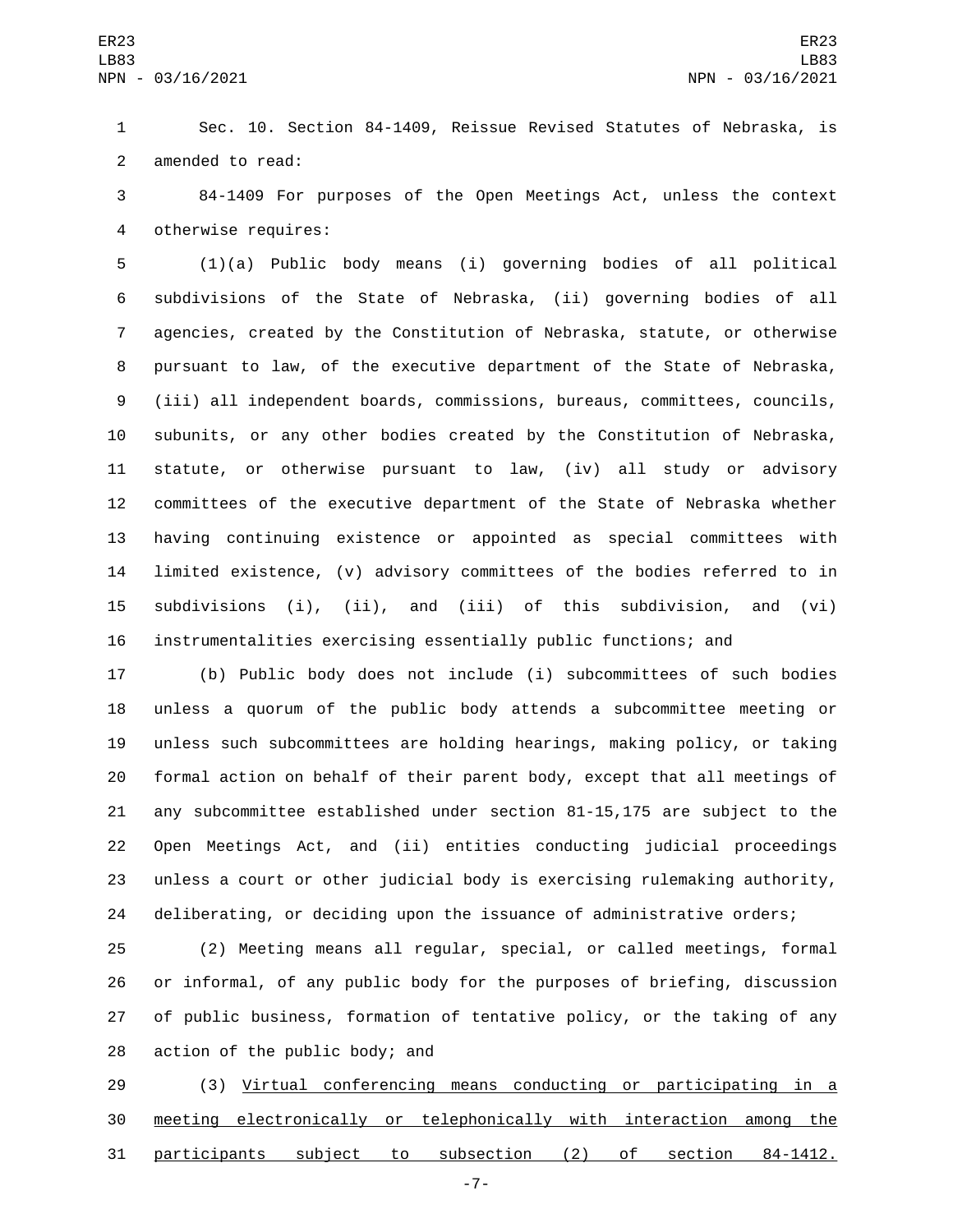Sec. 10. Section 84-1409, Reissue Revised Statutes of Nebraska, is amended to read:

84-1409 For purposes of the Open Meetings Act, unless the context otherwise requires:

(1)(a) Public body means (i) governing bodies of all political subdivisions of the State of Nebraska, (ii) governing bodies of all agencies, created by the Constitution of Nebraska, statute, or otherwise pursuant to law, of the executive department of the State of Nebraska, (iii) all independent boards, commissions, bureaus, committees, councils, subunits, or any other bodies created by the Constitution of Nebraska, statute, or otherwise pursuant to law, (iv) all study or advisory committees of the executive department of the State of Nebraska whether having continuing existence or appointed as special committees with limited existence, (v) advisory committees of the bodies referred to in subdivisions (i), (ii), and (iii) of this subdivision, and (vi) instrumentalities exercising essentially public functions; and

(b) Public body does not include (i) subcommittees of such bodies unless a quorum of the public body attends a subcommittee meeting or unless such subcommittees are holding hearings, making policy, or taking formal action on behalf of their parent body, except that all meetings of any subcommittee established under section 81-15,175 are subject to the Open Meetings Act, and (ii) entities conducting judicial proceedings unless a court or other judicial body is exercising rulemaking authority, deliberating, or deciding upon the issuance of administrative orders;

(2) Meeting means all regular, special, or called meetings, formal or informal, of any public body for the purposes of briefing, discussion of public business, formation of tentative policy, or the taking of any action of the public body; and

(3) <u>Virtual conferencing means conducting or participating in a meeting electronically or telephonically with interaction among the participants subject to subsection (2) of section 84-1412.</u>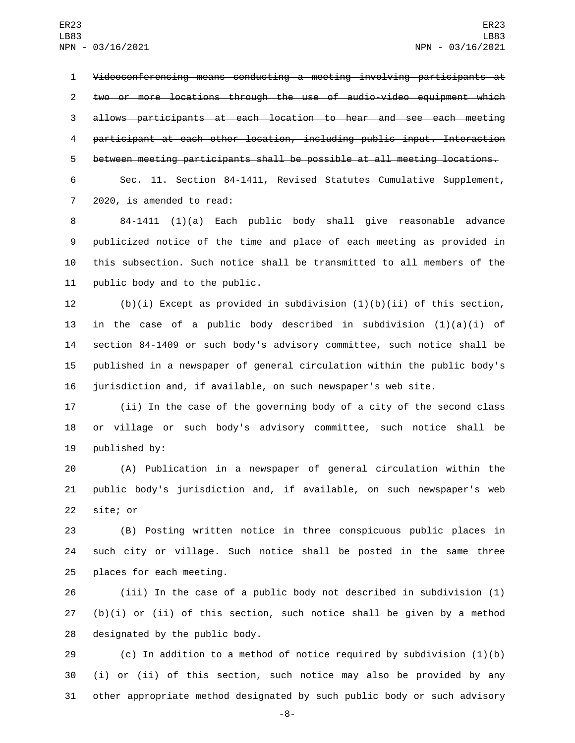~~Videoconferencing means conducting a meeting involving participants at two or more locations through the use of audio-video equipment which allows participants at each location to hear and see each meeting participant at each other location, including public input. Interaction between meeting participants shall be possible at all meeting locations.~~

Sec. 11. Section 84-1411, Revised Statutes Cumulative Supplement, 2020, is amended to read:

84-1411 (1)(a) Each public body shall give reasonable advance publicized notice of the time and place of each meeting as provided in this subsection. Such notice shall be transmitted to all members of the public body and to the public.

(b)(i) Except as provided in subdivision (1)(b)(ii) of this section, in the case of a public body described in subdivision (1)(a)(i) of section 84-1409 or such body's advisory committee, such notice shall be published in a newspaper of general circulation within the public body's jurisdiction and, if available, on such newspaper's web site.

(ii) In the case of the governing body of a city of the second class or village or such body's advisory committee, such notice shall be published by:

(A) Publication in a newspaper of general circulation within the public body's jurisdiction and, if available, on such newspaper's web site; or

(B) Posting written notice in three conspicuous public places in such city or village. Such notice shall be posted in the same three places for each meeting.

(iii) In the case of a public body not described in subdivision (1)(b)(i) or (ii) of this section, such notice shall be given by a method designated by the public body.

(c) In addition to a method of notice required by subdivision (1)(b)(i) or (ii) of this section, such notice may also be provided by any other appropriate method designated by such public body or such advisory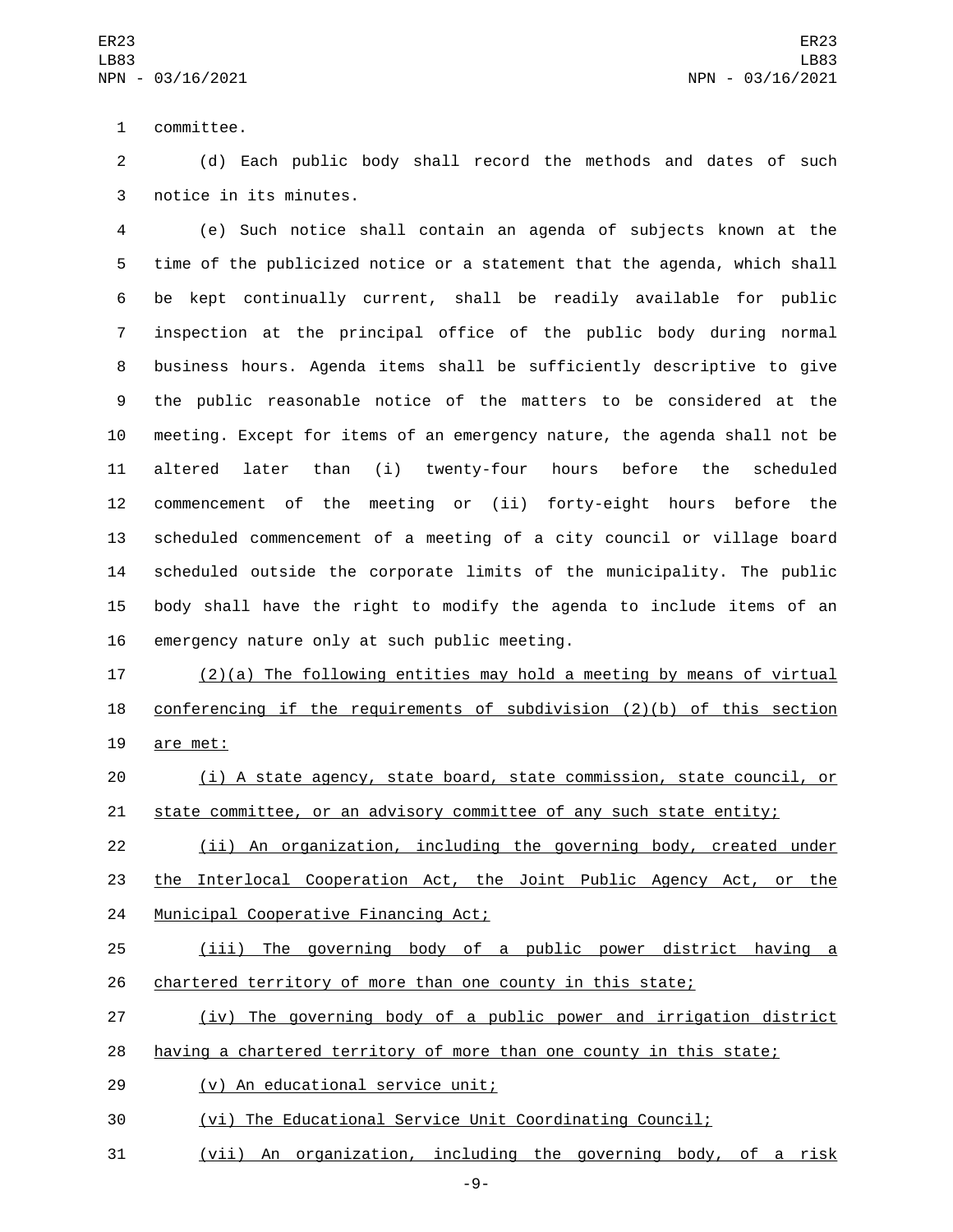committee.

(d) Each public body shall record the methods and dates of such notice in its minutes.

(e) Such notice shall contain an agenda of subjects known at the time of the publicized notice or a statement that the agenda, which shall be kept continually current, shall be readily available for public inspection at the principal office of the public body during normal business hours. Agenda items shall be sufficiently descriptive to give the public reasonable notice of the matters to be considered at the meeting. Except for items of an emergency nature, the agenda shall not be altered later than (i) twenty-four hours before the scheduled commencement of the meeting or (ii) forty-eight hours before the scheduled commencement of a meeting of a city council or village board scheduled outside the corporate limits of the municipality. The public body shall have the right to modify the agenda to include items of an emergency nature only at such public meeting.

(2)(a) The following entities may hold a meeting by means of virtual conferencing if the requirements of subdivision (2)(b) of this section are met:

(i) A state agency, state board, state commission, state council, or state committee, or an advisory committee of any such state entity;

(ii) An organization, including the governing body, created under the Interlocal Cooperation Act, the Joint Public Agency Act, or the Municipal Cooperative Financing Act;

(iii) The governing body of a public power district having a chartered territory of more than one county in this state;

(iv) The governing body of a public power and irrigation district having a chartered territory of more than one county in this state;

(v) An educational service unit;

(vi) The Educational Service Unit Coordinating Council;

(vii) An organization, including the governing body, of a risk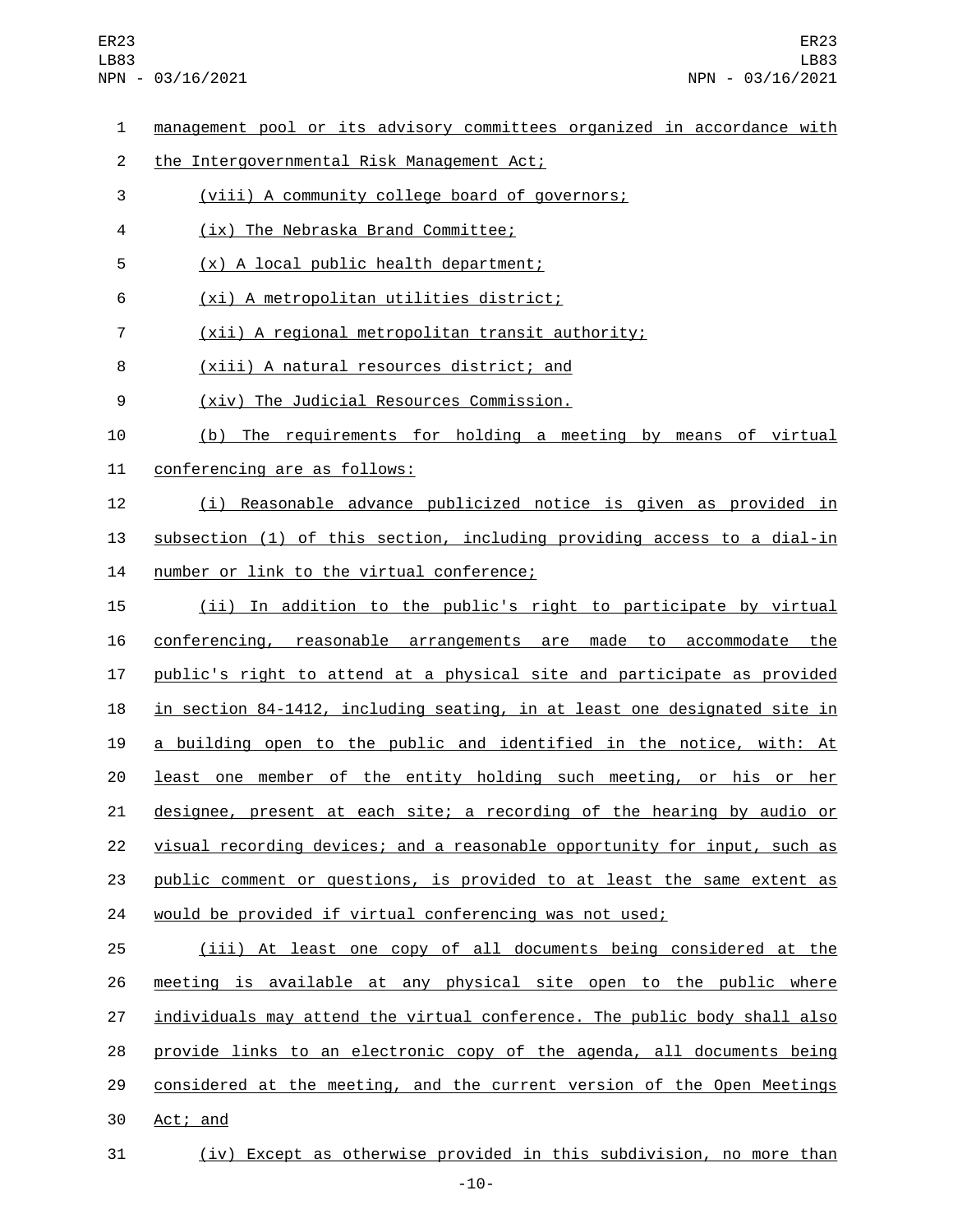management pool or its advisory committees organized in accordance with the Intergovernmental Risk Management Act;

(viii) A community college board of governors;

(ix) The Nebraska Brand Committee;

(x) A local public health department;

(xi) A metropolitan utilities district;

(xii) A regional metropolitan transit authority;

(xiii) A natural resources district; and

(xiv) The Judicial Resources Commission.

(b) The requirements for holding a meeting by means of virtual conferencing are as follows:

(i) Reasonable advance publicized notice is given as provided in subsection (1) of this section, including providing access to a dial-in number or link to the virtual conference;

(ii) In addition to the public's right to participate by virtual conferencing, reasonable arrangements are made to accommodate the public's right to attend at a physical site and participate as provided in section 84-1412, including seating, in at least one designated site in a building open to the public and identified in the notice, with: At least one member of the entity holding such meeting, or his or her designee, present at each site; a recording of the hearing by audio or visual recording devices; and a reasonable opportunity for input, such as public comment or questions, is provided to at least the same extent as would be provided if virtual conferencing was not used;

(iii) At least one copy of all documents being considered at the meeting is available at any physical site open to the public where individuals may attend the virtual conference. The public body shall also provide links to an electronic copy of the agenda, all documents being considered at the meeting, and the current version of the Open Meetings Act; and

(iv) Except as otherwise provided in this subdivision, no more than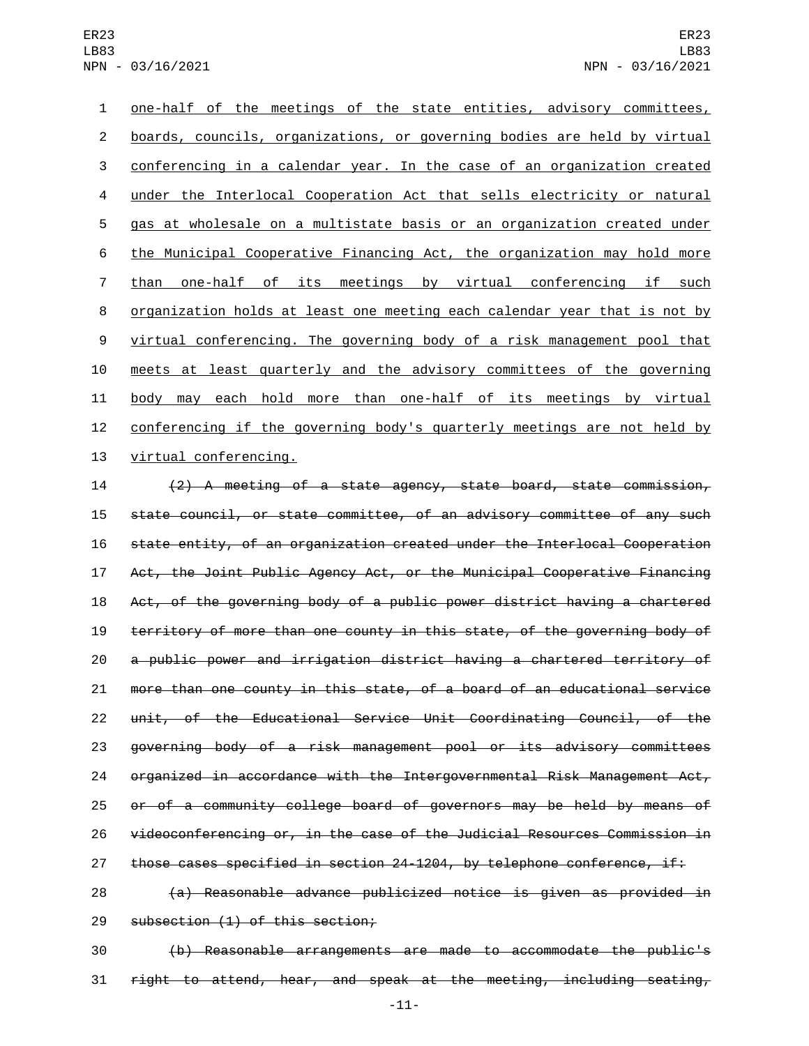one-half of the meetings of the state entities, advisory committees, boards, councils, organizations, or governing bodies are held by virtual conferencing in a calendar year. In the case of an organization created under the Interlocal Cooperation Act that sells electricity or natural gas at wholesale on a multistate basis or an organization created under the Municipal Cooperative Financing Act, the organization may hold more than one-half of its meetings by virtual conferencing if such organization holds at least one meeting each calendar year that is not by virtual conferencing. The governing body of a risk management pool that meets at least quarterly and the advisory committees of the governing body may each hold more than one-half of its meetings by virtual conferencing if the governing body's quarterly meetings are not held by virtual conferencing.

~~(2) A meeting of a state agency, state board, state commission, state council, or state committee, of an advisory committee of any such state entity, of an organization created under the Interlocal Cooperation Act, the Joint Public Agency Act, or the Municipal Cooperative Financing Act, of the governing body of a public power district having a chartered territory of more than one county in this state, of the governing body of a public power and irrigation district having a chartered territory of more than one county in this state, of a board of an educational service unit, of the Educational Service Unit Coordinating Council, of the governing body of a risk management pool or its advisory committees organized in accordance with the Intergovernmental Risk Management Act, or of a community college board of governors may be held by means of videoconferencing or, in the case of the Judicial Resources Commission in those cases specified in section 24-1204, by telephone conference, if:~~

~~(a) Reasonable advance publicized notice is given as provided in subsection (1) of this section;~~

~~(b) Reasonable arrangements are made to accommodate the public's right to attend, hear, and speak at the meeting, including seating,~~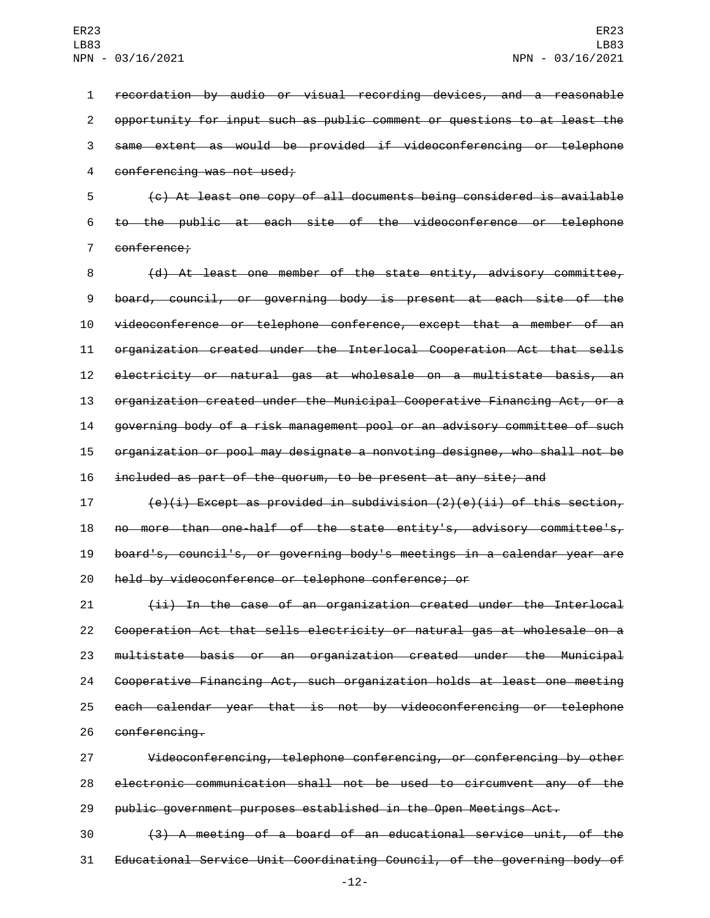recordation by audio or visual recording devices, and a reasonable opportunity for input such as public comment or questions to at least the same extent as would be provided if videoconferencing or telephone conferencing was not used;

(c) At least one copy of all documents being considered is available to the public at each site of the videoconference or telephone conference;

(d) At least one member of the state entity, advisory committee, board, council, or governing body is present at each site of the videoconference or telephone conference, except that a member of an organization created under the Interlocal Cooperation Act that sells electricity or natural gas at wholesale on a multistate basis, an organization created under the Municipal Cooperative Financing Act, or a governing body of a risk management pool or an advisory committee of such organization or pool may designate a nonvoting designee, who shall not be included as part of the quorum, to be present at any site; and

(e)(i) Except as provided in subdivision (2)(e)(ii) of this section, no more than one-half of the state entity's, advisory committee's, board's, council's, or governing body's meetings in a calendar year are held by videoconference or telephone conference; or

(ii) In the case of an organization created under the Interlocal Cooperation Act that sells electricity or natural gas at wholesale on a multistate basis or an organization created under the Municipal Cooperative Financing Act, such organization holds at least one meeting each calendar year that is not by videoconferencing or telephone conferencing.

Videoconferencing, telephone conferencing, or conferencing by other electronic communication shall not be used to circumvent any of the public government purposes established in the Open Meetings Act.

(3) A meeting of a board of an educational service unit, of the Educational Service Unit Coordinating Council, of the governing body of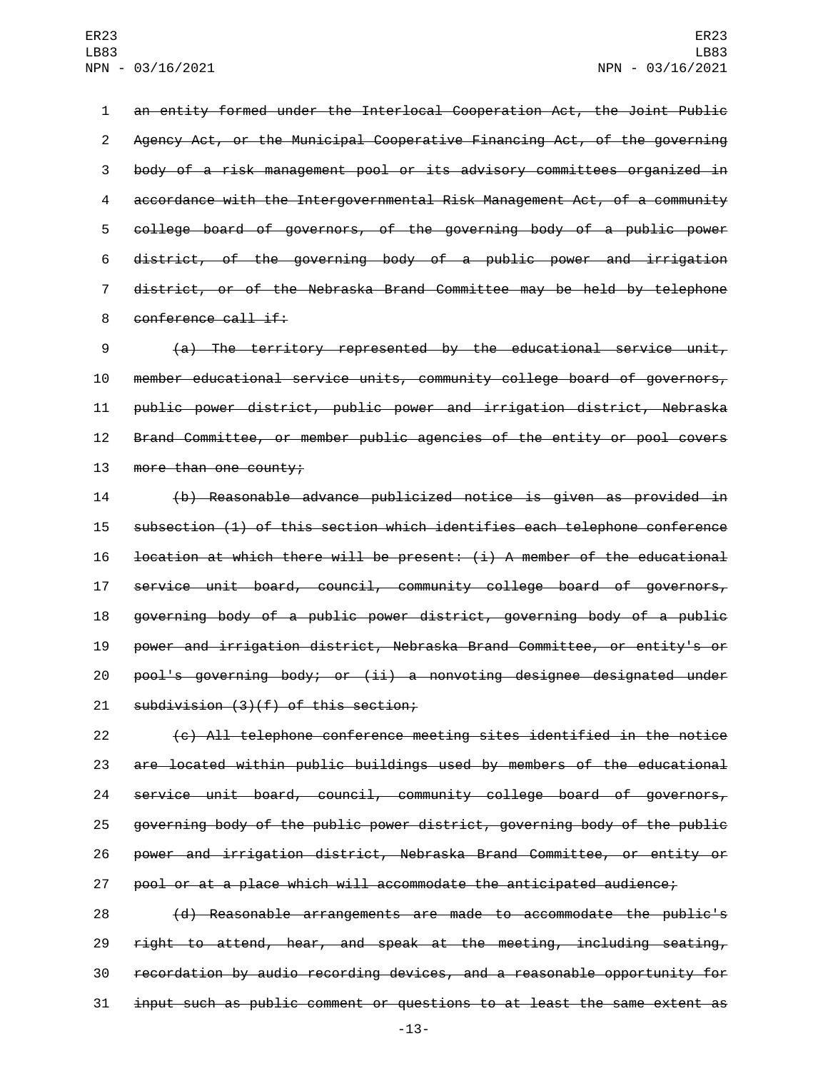an entity formed under the Interlocal Cooperation Act, the Joint Public Agency Act, or the Municipal Cooperative Financing Act, of the governing body of a risk management pool or its advisory committees organized in accordance with the Intergovernmental Risk Management Act, of a community college board of governors, of the governing body of a public power district, of the governing body of a public power and irrigation district, or of the Nebraska Brand Committee may be held by telephone conference call if:

(a) The territory represented by the educational service unit, member educational service units, community college board of governors, public power district, public power and irrigation district, Nebraska Brand Committee, or member public agencies of the entity or pool covers more than one county;

(b) Reasonable advance publicized notice is given as provided in subsection (1) of this section which identifies each telephone conference location at which there will be present: (i) A member of the educational service unit board, council, community college board of governors, governing body of a public power district, governing body of a public power and irrigation district, Nebraska Brand Committee, or entity's or pool's governing body; or (ii) a nonvoting designee designated under subdivision (3)(f) of this section;

(c) All telephone conference meeting sites identified in the notice are located within public buildings used by members of the educational service unit board, council, community college board of governors, governing body of the public power district, governing body of the public power and irrigation district, Nebraska Brand Committee, or entity or pool or at a place which will accommodate the anticipated audience;

(d) Reasonable arrangements are made to accommodate the public's right to attend, hear, and speak at the meeting, including seating, recordation by audio recording devices, and a reasonable opportunity for input such as public comment or questions to at least the same extent as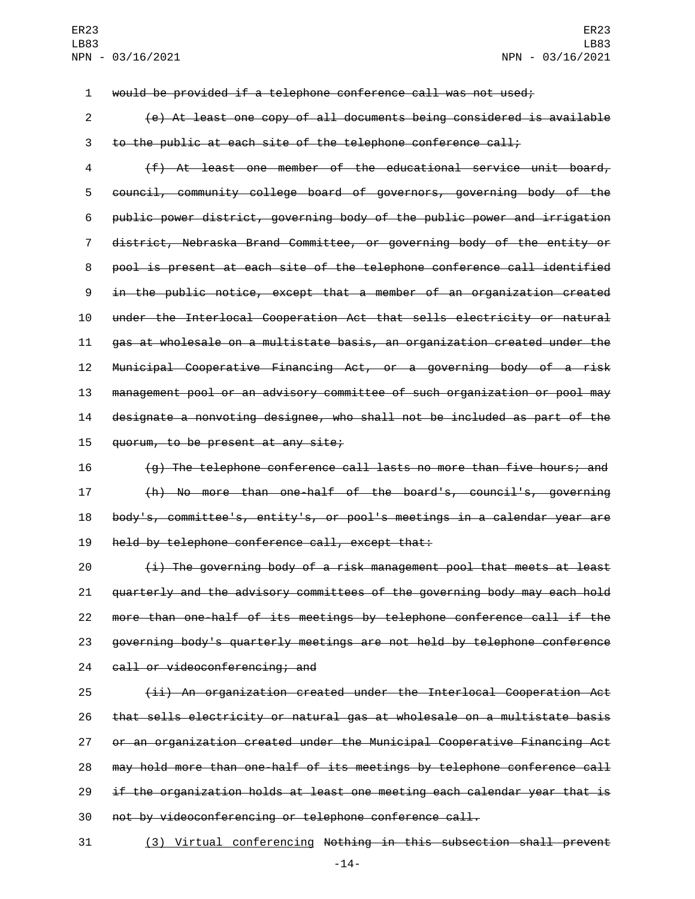~~would be provided if a telephone conference call was not used;~~

~~(e) At least one copy of all documents being considered is available to the public at each site of the telephone conference call;~~

~~(f) At least one member of the educational service unit board, council, community college board of governors, governing body of the public power district, governing body of the public power and irrigation district, Nebraska Brand Committee, or governing body of the entity or pool is present at each site of the telephone conference call identified in the public notice, except that a member of an organization created under the Interlocal Cooperation Act that sells electricity or natural gas at wholesale on a multistate basis, an organization created under the Municipal Cooperative Financing Act, or a governing body of a risk management pool or an advisory committee of such organization or pool may designate a nonvoting designee, who shall not be included as part of the quorum, to be present at any site;~~

~~(g) The telephone conference call lasts no more than five hours; and~~

~~(h) No more than one-half of the board's, council's, governing body's, committee's, entity's, or pool's meetings in a calendar year are held by telephone conference call, except that:~~

~~(i) The governing body of a risk management pool that meets at least quarterly and the advisory committees of the governing body may each hold more than one-half of its meetings by telephone conference call if the governing body's quarterly meetings are not held by telephone conference call or videoconferencing; and~~

~~(ii) An organization created under the Interlocal Cooperation Act that sells electricity or natural gas at wholesale on a multistate basis or an organization created under the Municipal Cooperative Financing Act may hold more than one-half of its meetings by telephone conference call if the organization holds at least one meeting each calendar year that is not by videoconferencing or telephone conference call.~~

<u>(3) Virtual conferencing</u> ~~Nothing in this subsection shall prevent~~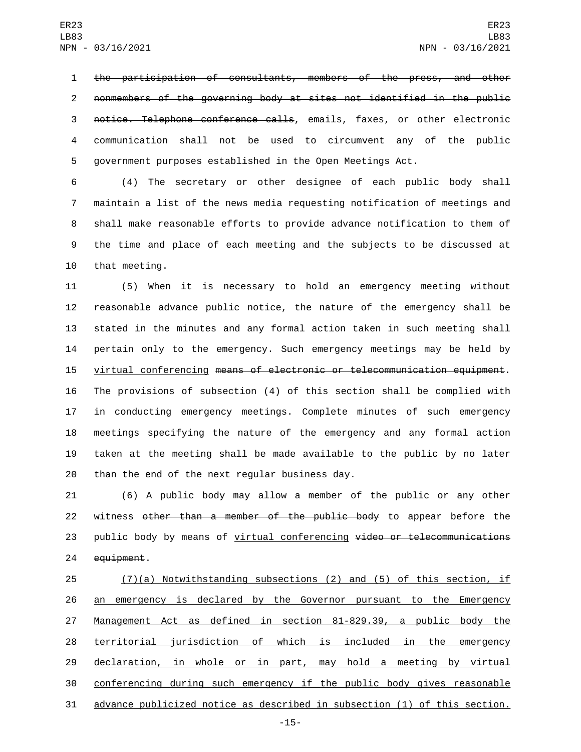~~the participation of consultants, members of the press, and other nonmembers of the governing body at sites not identified in the public notice. Telephone conference calls~~, emails, faxes, or other electronic communication shall not be used to circumvent any of the public government purposes established in the Open Meetings Act.

(4) The secretary or other designee of each public body shall maintain a list of the news media requesting notification of meetings and shall make reasonable efforts to provide advance notification to them of the time and place of each meeting and the subjects to be discussed at that meeting.

(5) When it is necessary to hold an emergency meeting without reasonable advance public notice, the nature of the emergency shall be stated in the minutes and any formal action taken in such meeting shall pertain only to the emergency. Such emergency meetings may be held by <u>virtual conferencing</u> ~~means of electronic or telecommunication equipment~~. The provisions of subsection (4) of this section shall be complied with in conducting emergency meetings. Complete minutes of such emergency meetings specifying the nature of the emergency and any formal action taken at the meeting shall be made available to the public by no later than the end of the next regular business day.

(6) A public body may allow a member of the public or any other witness ~~other than a member of the public body~~ to appear before the public body by means of <u>virtual conferencing</u> ~~video or telecommunications equipment~~.

<u>(7)(a) Notwithstanding subsections (2) and (5) of this section, if an emergency is declared by the Governor pursuant to the Emergency Management Act as defined in section 81-829.39, a public body the territorial jurisdiction of which is included in the emergency declaration, in whole or in part, may hold a meeting by virtual conferencing during such emergency if the public body gives reasonable advance publicized notice as described in subsection (1) of this section.</u>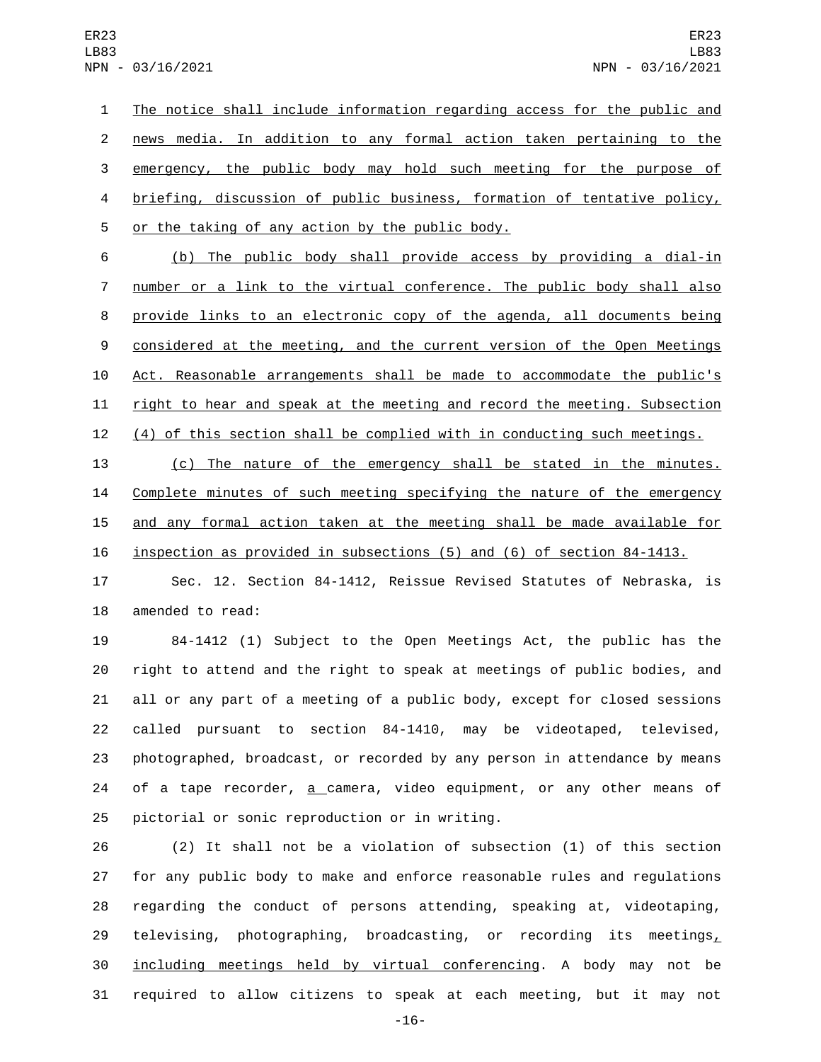The notice shall include information regarding access for the public and news media. In addition to any formal action taken pertaining to the emergency, the public body may hold such meeting for the purpose of briefing, discussion of public business, formation of tentative policy, or the taking of any action by the public body.

(b) The public body shall provide access by providing a dial-in number or a link to the virtual conference. The public body shall also provide links to an electronic copy of the agenda, all documents being considered at the meeting, and the current version of the Open Meetings Act. Reasonable arrangements shall be made to accommodate the public's right to hear and speak at the meeting and record the meeting. Subsection (4) of this section shall be complied with in conducting such meetings.

(c) The nature of the emergency shall be stated in the minutes. Complete minutes of such meeting specifying the nature of the emergency and any formal action taken at the meeting shall be made available for inspection as provided in subsections (5) and (6) of section 84-1413.

Sec. 12. Section 84-1412, Reissue Revised Statutes of Nebraska, is amended to read:

84-1412 (1) Subject to the Open Meetings Act, the public has the right to attend and the right to speak at meetings of public bodies, and all or any part of a meeting of a public body, except for closed sessions called pursuant to section 84-1410, may be videotaped, televised, photographed, broadcast, or recorded by any person in attendance by means of a tape recorder, a camera, video equipment, or any other means of pictorial or sonic reproduction or in writing.

(2) It shall not be a violation of subsection (1) of this section for any public body to make and enforce reasonable rules and regulations regarding the conduct of persons attending, speaking at, videotaping, televising, photographing, broadcasting, or recording its meetings, including meetings held by virtual conferencing. A body may not be required to allow citizens to speak at each meeting, but it may not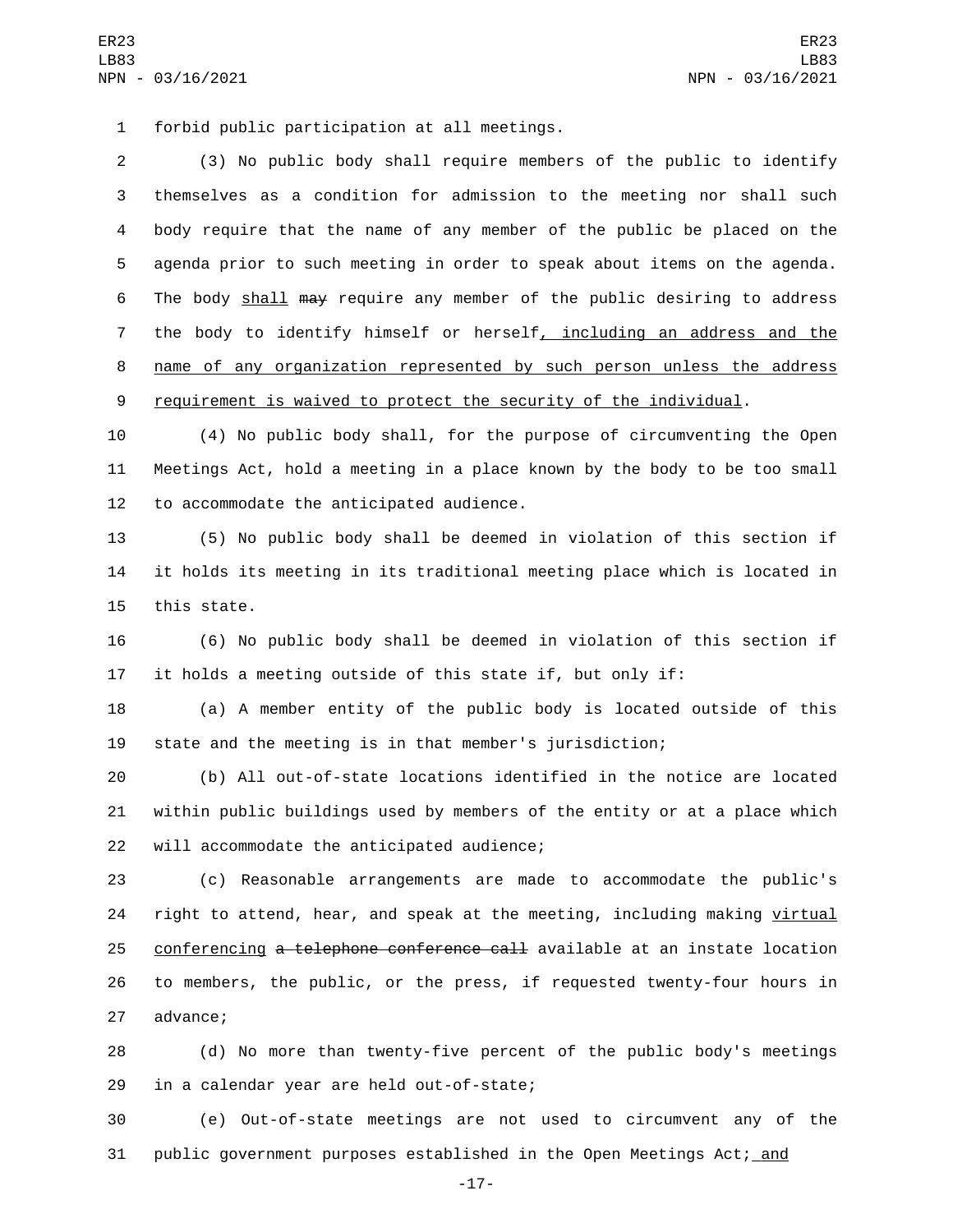forbid public participation at all meetings.

(3) No public body shall require members of the public to identify themselves as a condition for admission to the meeting nor shall such body require that the name of any member of the public be placed on the agenda prior to such meeting in order to speak about items on the agenda. The body shall ~~may~~ require any member of the public desiring to address the body to identify himself or herself, including an address and the name of any organization represented by such person unless the address requirement is waived to protect the security of the individual.

(4) No public body shall, for the purpose of circumventing the Open Meetings Act, hold a meeting in a place known by the body to be too small to accommodate the anticipated audience.

(5) No public body shall be deemed in violation of this section if it holds its meeting in its traditional meeting place which is located in this state.

(6) No public body shall be deemed in violation of this section if it holds a meeting outside of this state if, but only if:

(a) A member entity of the public body is located outside of this state and the meeting is in that member's jurisdiction;

(b) All out-of-state locations identified in the notice are located within public buildings used by members of the entity or at a place which will accommodate the anticipated audience;

(c) Reasonable arrangements are made to accommodate the public's right to attend, hear, and speak at the meeting, including making virtual conferencing ~~a telephone conference call~~ available at an instate location to members, the public, or the press, if requested twenty-four hours in advance;

(d) No more than twenty-five percent of the public body's meetings in a calendar year are held out-of-state;

(e) Out-of-state meetings are not used to circumvent any of the public government purposes established in the Open Meetings Act; and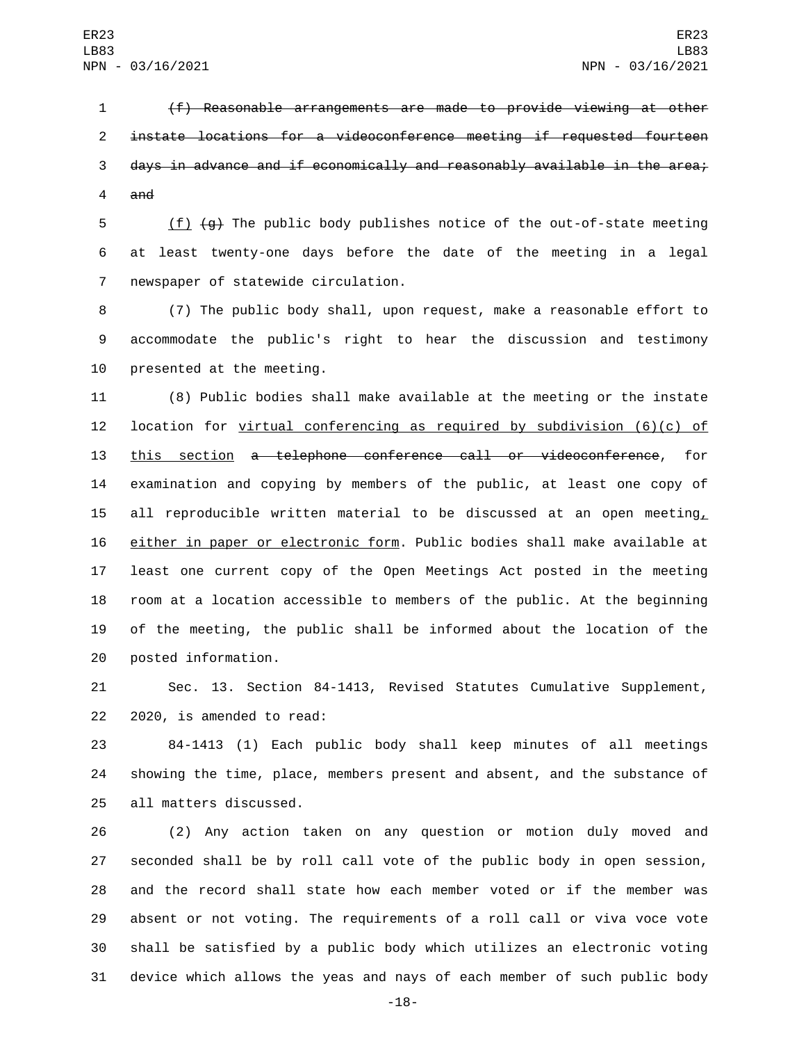~~(f) Reasonable arrangements are made to provide viewing at other instate locations for a videoconference meeting if requested fourteen days in advance and if economically and reasonably available in the area; and~~

<u>(f)</u> ~~(g)~~ The public body publishes notice of the out-of-state meeting at least twenty-one days before the date of the meeting in a legal newspaper of statewide circulation.

(7) The public body shall, upon request, make a reasonable effort to accommodate the public's right to hear the discussion and testimony presented at the meeting.

(8) Public bodies shall make available at the meeting or the instate location for <u>virtual conferencing as required by subdivision (6)(c) of this section</u> ~~a telephone conference call or videoconference~~, for examination and copying by members of the public, at least one copy of all reproducible written material to be discussed at an open meeting<u>, either in paper or electronic form</u>. Public bodies shall make available at least one current copy of the Open Meetings Act posted in the meeting room at a location accessible to members of the public. At the beginning of the meeting, the public shall be informed about the location of the posted information.

Sec. 13. Section 84-1413, Revised Statutes Cumulative Supplement, 2020, is amended to read:

84-1413 (1) Each public body shall keep minutes of all meetings showing the time, place, members present and absent, and the substance of all matters discussed.

(2) Any action taken on any question or motion duly moved and seconded shall be by roll call vote of the public body in open session, and the record shall state how each member voted or if the member was absent or not voting. The requirements of a roll call or viva voce vote shall be satisfied by a public body which utilizes an electronic voting device which allows the yeas and nays of each member of such public body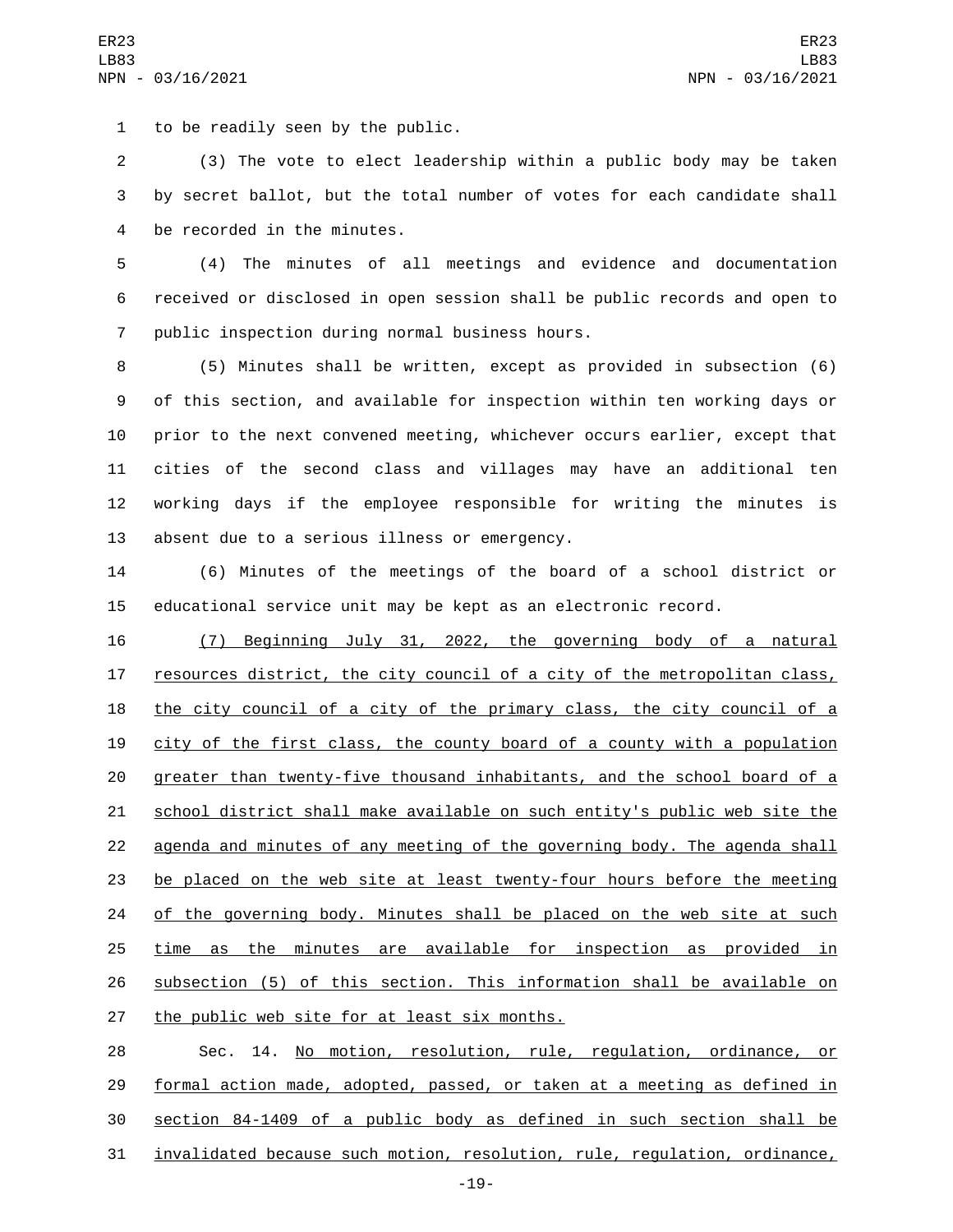to be readily seen by the public.

(3) The vote to elect leadership within a public body may be taken by secret ballot, but the total number of votes for each candidate shall be recorded in the minutes.

(4) The minutes of all meetings and evidence and documentation received or disclosed in open session shall be public records and open to public inspection during normal business hours.

(5) Minutes shall be written, except as provided in subsection (6) of this section, and available for inspection within ten working days or prior to the next convened meeting, whichever occurs earlier, except that cities of the second class and villages may have an additional ten working days if the employee responsible for writing the minutes is absent due to a serious illness or emergency.

(6) Minutes of the meetings of the board of a school district or educational service unit may be kept as an electronic record.

<u>(7) Beginning July 31, 2022, the governing body of a natural resources district, the city council of a city of the metropolitan class, the city council of a city of the primary class, the city council of a city of the first class, the county board of a county with a population greater than twenty-five thousand inhabitants, and the school board of a school district shall make available on such entity's public web site the agenda and minutes of any meeting of the governing body. The agenda shall be placed on the web site at least twenty-four hours before the meeting of the governing body. Minutes shall be placed on the web site at such time as the minutes are available for inspection as provided in subsection (5) of this section. This information shall be available on the public web site for at least six months.</u>

Sec. 14. <u>No motion, resolution, rule, regulation, ordinance, or formal action made, adopted, passed, or taken at a meeting as defined in section 84-1409 of a public body as defined in such section shall be invalidated because such motion, resolution, rule, regulation, ordinance,</u>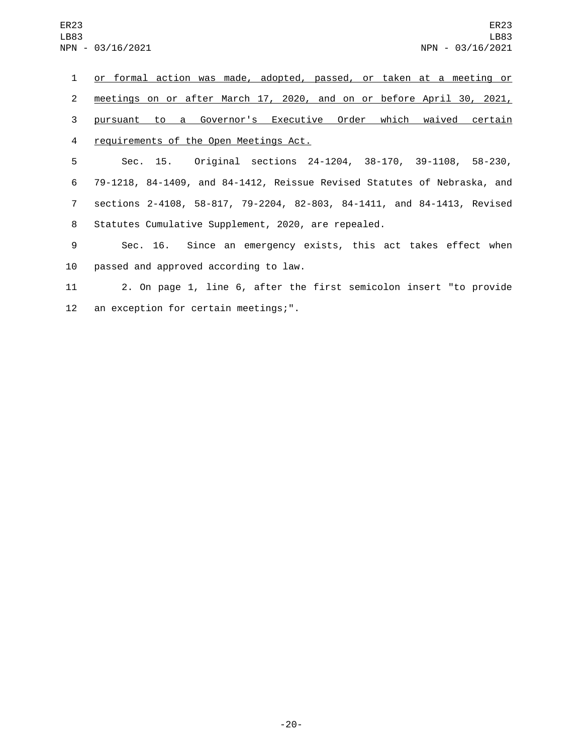or formal action was made, adopted, passed, or taken at a meeting or meetings on or after March 17, 2020, and on or before April 30, 2021, pursuant to a Governor's Executive Order which waived certain requirements of the Open Meetings Act.

Sec. 15. Original sections 24-1204, 38-170, 39-1108, 58-230, 79-1218, 84-1409, and 84-1412, Reissue Revised Statutes of Nebraska, and sections 2-4108, 58-817, 79-2204, 82-803, 84-1411, and 84-1413, Revised Statutes Cumulative Supplement, 2020, are repealed.

Sec. 16. Since an emergency exists, this act takes effect when passed and approved according to law.

2. On page 1, line 6, after the first semicolon insert "to provide an exception for certain meetings;".